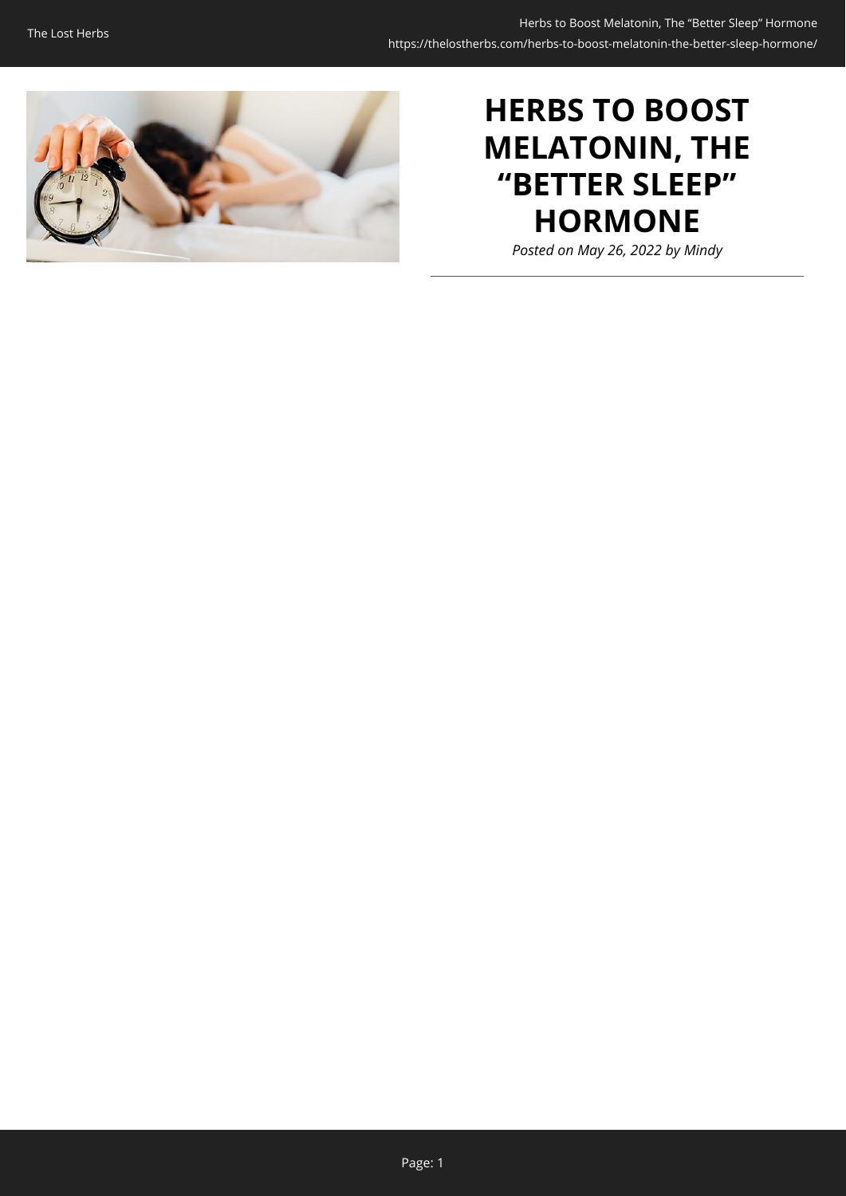# HERBS TO BOOST MELATONIN, THE "BETTER SLEEP" HORMONE

*Posted on May 26, 2022 by Mindy*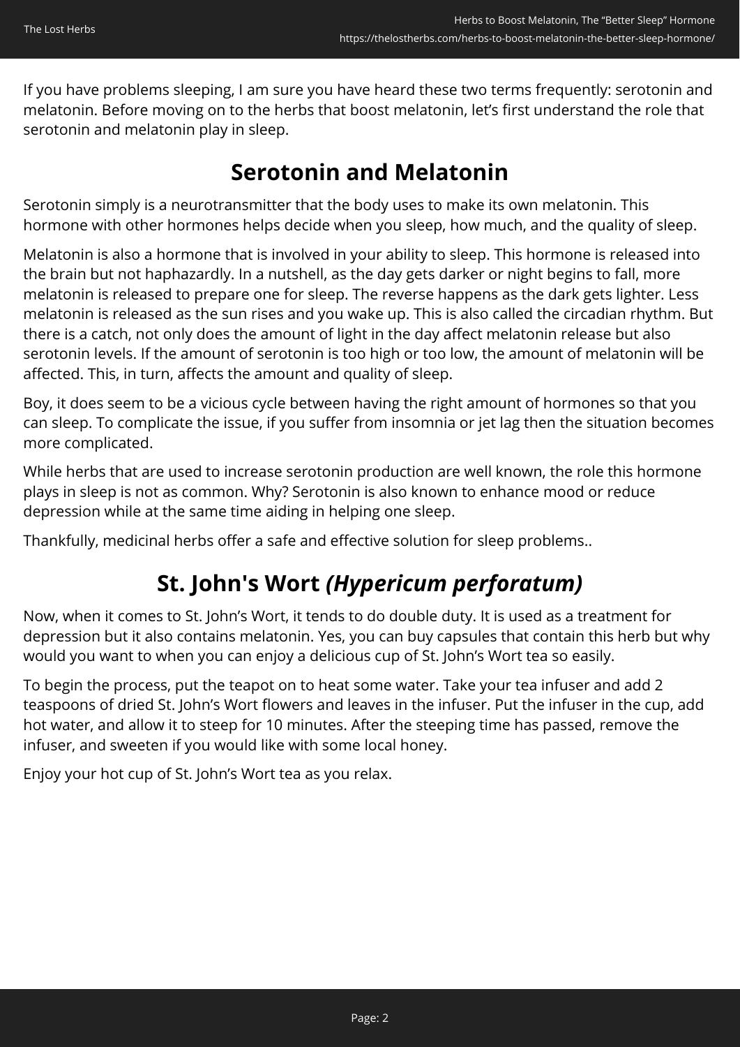If you have problems sleeping, I am sure you have heard these two terms frequently: serotonin and melatonin. Before moving on to the herbs that boost melatonin, let's first understand the role that serotonin and melatonin play in sleep.

## Serotonin and Melatonin

Serotonin simply is a neurotransmitter that the body uses to make its own melatonin. This hormone with other hormones helps decide when you sleep, how much, and the quality of sleep.

Melatonin is also a hormone that is involved in your ability to sleep. This hormone is released into the brain but not haphazardly. In a nutshell, as the day gets darker or night begins to fall, more melatonin is released to prepare one for sleep. The reverse happens as the dark gets lighter. Less melatonin is released as the sun rises and you wake up. This is also called the circadian rhythm. But there is a catch, not only does the amount of light in the day affect melatonin release but also serotonin levels. If the amount of serotonin is too high or too low, the amount of melatonin will be affected. This, in turn, affects the amount and quality of sleep.

Boy, it does seem to be a vicious cycle between having the right amount of hormones so that you can sleep. To complicate the issue, if you suffer from insomnia or jet lag then the situation becomes more complicated.

While herbs that are used to increase serotonin production are well known, the role this hormone plays in sleep is not as common. Why? Serotonin is also known to enhance mood or reduce depression while at the same time aiding in helping one sleep.

Thankfully, medicinal herbs offer a safe and effective solution for sleep problems..

## St. John's Wort *(Hypericum perforatum)*

Now, when it comes to St. John's Wort, it tends to do double duty. It is used as a treatment for depression but it also contains melatonin. Yes, you can buy capsules that contain this herb but why would you want to when you can enjoy a delicious cup of St. John's Wort tea so easily.

To begin the process, put the teapot on to heat some water. Take your tea infuser and add 2 teaspoons of dried St. John's Wort flowers and leaves in the infuser. Put the infuser in the cup, add hot water, and allow it to steep for 10 minutes. After the steeping time has passed, remove the infuser, and sweeten if you would like with some local honey.

Enjoy your hot cup of St. John's Wort tea as you relax.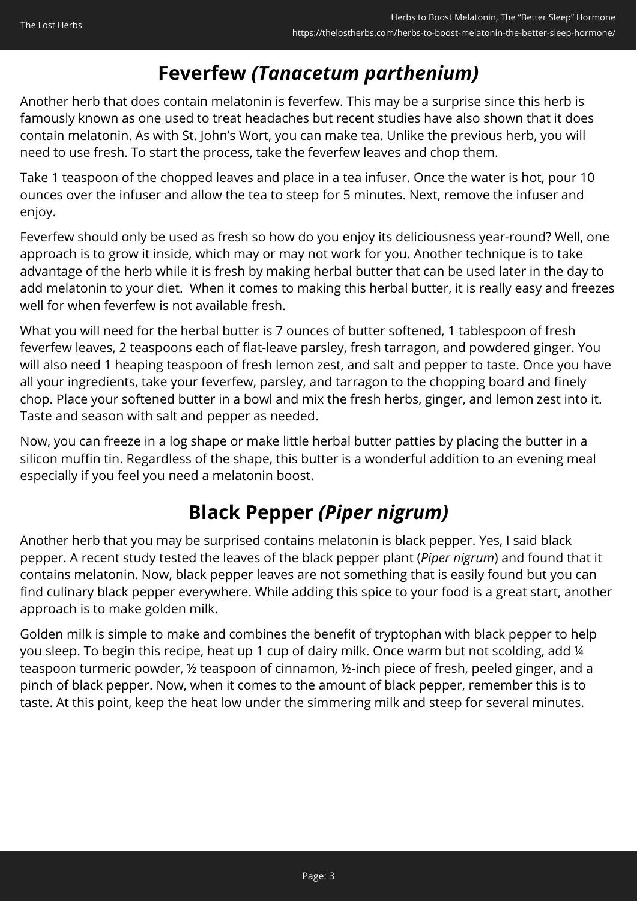## Feverfew *(Tanacetum parthenium)*

Another herb that does contain melatonin is feverfew. This may be a surprise since this herb is famously known as one used to treat headaches but recent studies have also shown that it does contain melatonin. As with St. John's Wort, you can make tea. Unlike the previous herb, you will need to use fresh. To start the process, take the feverfew leaves and chop them.

Take 1 teaspoon of the chopped leaves and place in a tea infuser. Once the water is hot, pour 10 ounces over the infuser and allow the tea to steep for 5 minutes. Next, remove the infuser and enjoy.

Feverfew should only be used as fresh so how do you enjoy its deliciousness year-round? Well, one approach is to grow it inside, which may or may not work for you. Another technique is to take advantage of the herb while it is fresh by making herbal butter that can be used later in the day to add melatonin to your diet. When it comes to making this herbal butter, it is really easy and freezes well for when feverfew is not available fresh.

What you will need for the herbal butter is 7 ounces of butter softened, 1 tablespoon of fresh feverfew leaves, 2 teaspoons each of flat-leave parsley, fresh tarragon, and powdered ginger. You will also need 1 heaping teaspoon of fresh lemon zest, and salt and pepper to taste. Once you have all your ingredients, take your feverfew, parsley, and tarragon to the chopping board and finely chop. Place your softened butter in a bowl and mix the fresh herbs, ginger, and lemon zest into it. Taste and season with salt and pepper as needed.

Now, you can freeze in a log shape or make little herbal butter patties by placing the butter in a silicon muffin tin. Regardless of the shape, this butter is a wonderful addition to an evening meal especially if you feel you need a melatonin boost.

## Black Pepper *(Piper nigrum)*

Another herb that you may be surprised contains melatonin is black pepper. Yes, I said black pepper. A recent study tested the leaves of the black pepper plant (*Piper nigrum*) and found that it contains melatonin. Now, black pepper leaves are not something that is easily found but you can find culinary black pepper everywhere. While adding this spice to your food is a great start, another approach is to make golden milk.

Golden milk is simple to make and combines the benefit of tryptophan with black pepper to help you sleep. To begin this recipe, heat up 1 cup of dairy milk. Once warm but not scolding, add ¼ teaspoon turmeric powder, ½ teaspoon of cinnamon, ½-inch piece of fresh, peeled ginger, and a pinch of black pepper. Now, when it comes to the amount of black pepper, remember this is to taste. At this point, keep the heat low under the simmering milk and steep for several minutes.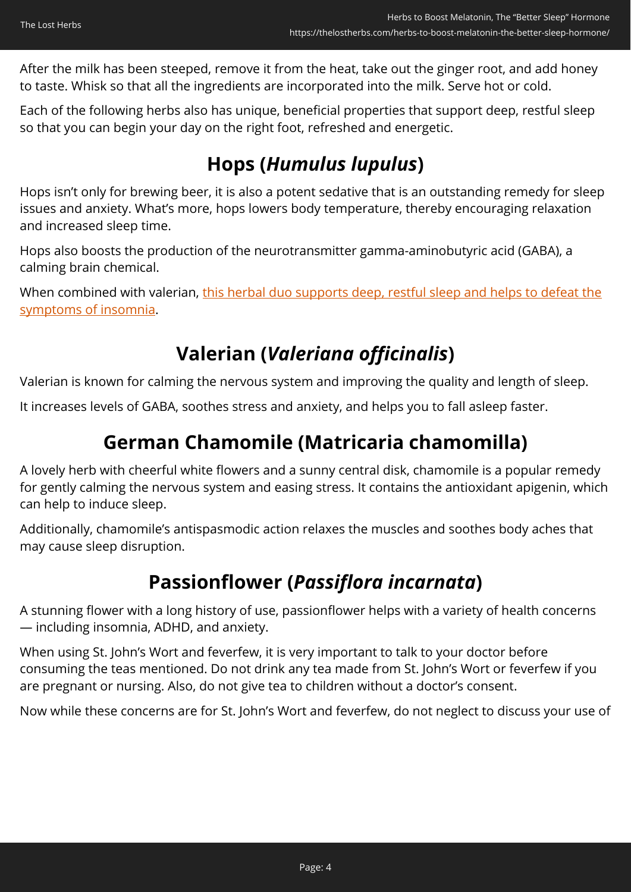After the milk has been steeped, remove it from the heat, take out the ginger root, and add honey to taste. Whisk so that all the ingredients are incorporated into the milk. Serve hot or cold.

Each of the following herbs also has unique, beneficial properties that support deep, restful sleep so that you can begin your day on the right foot, refreshed and energetic.

## Hops (*Humulus lupulus*)

Hops isn't only for brewing beer, it is also a potent sedative that is an outstanding remedy for sleep issues and anxiety. What's more, hops lowers body temperature, thereby encouraging relaxation and increased sleep time.

Hops also boosts the production of the neurotransmitter gamma-aminobutyric acid (GABA), a calming brain chemical.

When combined with valerian, this herbal duo supports deep, restful sleep and helps to defeat the symptoms of insomnia.

## Valerian (*Valeriana officinalis*)

Valerian is known for calming the nervous system and improving the quality and length of sleep.

It increases levels of GABA, soothes stress and anxiety, and helps you to fall asleep faster.

## German Chamomile (Matricaria chamomilla)

A lovely herb with cheerful white flowers and a sunny central disk, chamomile is a popular remedy for gently calming the nervous system and easing stress. It contains the antioxidant apigenin, which can help to induce sleep.

Additionally, chamomile's antispasmodic action relaxes the muscles and soothes body aches that may cause sleep disruption.

## Passionflower (*Passiflora incarnata*)

A stunning flower with a long history of use, passionflower helps with a variety of health concerns — including insomnia, ADHD, and anxiety.

When using St. John's Wort and feverfew, it is very important to talk to your doctor before consuming the teas mentioned. Do not drink any tea made from St. John's Wort or feverfew if you are pregnant or nursing. Also, do not give tea to children without a doctor's consent.

Now while these concerns are for St. John's Wort and feverfew, do not neglect to discuss your use of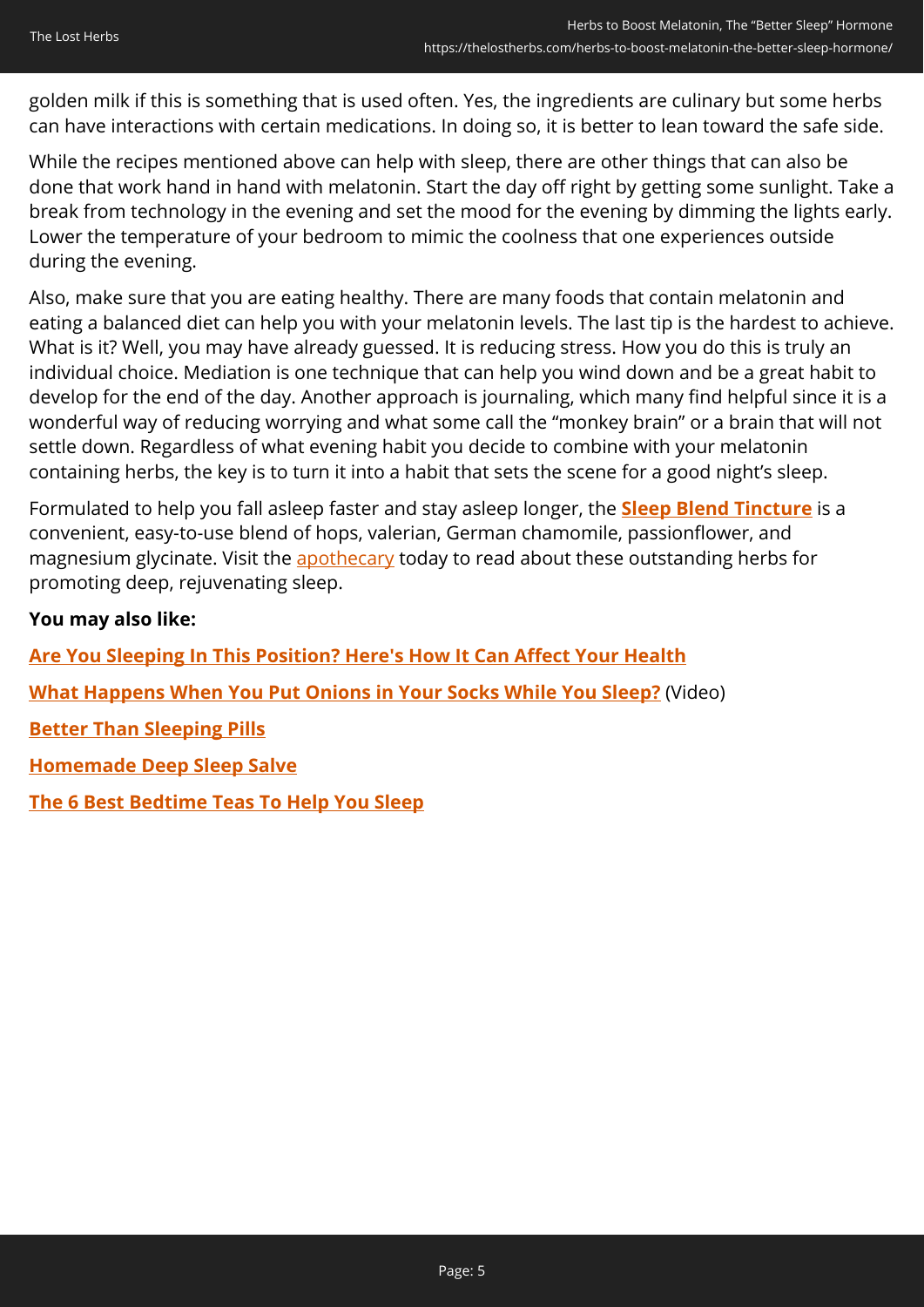golden milk if this is something that is used often. Yes, the ingredients are culinary but some herbs can have interactions with certain medications. In doing so, it is better to lean toward the safe side.

While the recipes mentioned above can help with sleep, there are other things that can also be done that work hand in hand with melatonin. Start the day off right by getting some sunlight. Take a break from technology in the evening and set the mood for the evening by dimming the lights early. Lower the temperature of your bedroom to mimic the coolness that one experiences outside during the evening.

Also, make sure that you are eating healthy. There are many foods that contain melatonin and eating a balanced diet can help you with your melatonin levels. The last tip is the hardest to achieve. What is it? Well, you may have already guessed. It is reducing stress. How you do this is truly an individual choice. Mediation is one technique that can help you wind down and be a great habit to develop for the end of the day. Another approach is journaling, which many find helpful since it is a wonderful way of reducing worrying and what some call the "monkey brain" or a brain that will not settle down. Regardless of what evening habit you decide to combine with your melatonin containing herbs, the key is to turn it into a habit that sets the scene for a good night's sleep.

Formulated to help you fall asleep faster and stay asleep longer, the **Sleep Blend Tincture** is a convenient, easy-to-use blend of hops, valerian, German chamomile, passionflower, and magnesium glycinate. Visit the apothecary today to read about these outstanding herbs for promoting deep, rejuvenating sleep.

**You may also like:**

**Are You Sleeping In This Position? Here's How It Can Affect Your Health**

**What Happens When You Put Onions in Your Socks While You Sleep?** (Video)

**Better Than Sleeping Pills**

**Homemade Deep Sleep Salve**

**The 6 Best Bedtime Teas To Help You Sleep**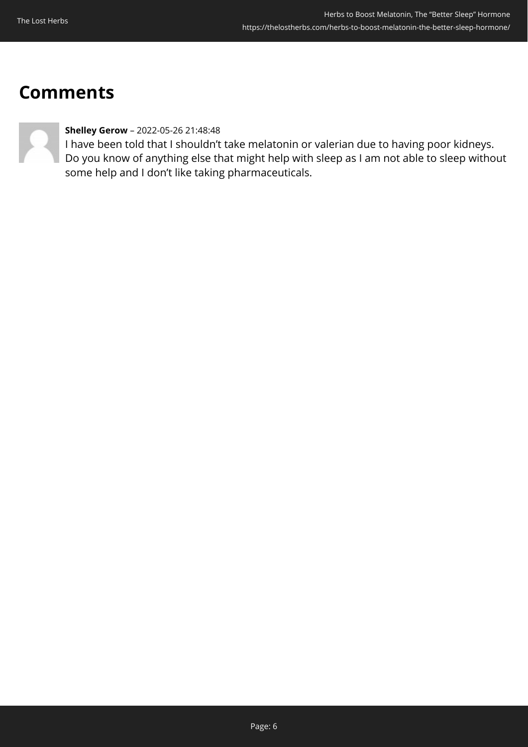## Comments

**Shelley Gerow** – 2022-05-26 21:48:48

I have been told that I shouldn’t take melatonin or valerian due to having poor kidneys. Do you know of anything else that might help with sleep as I am not able to sleep without some help and I don’t like taking pharmaceuticals.